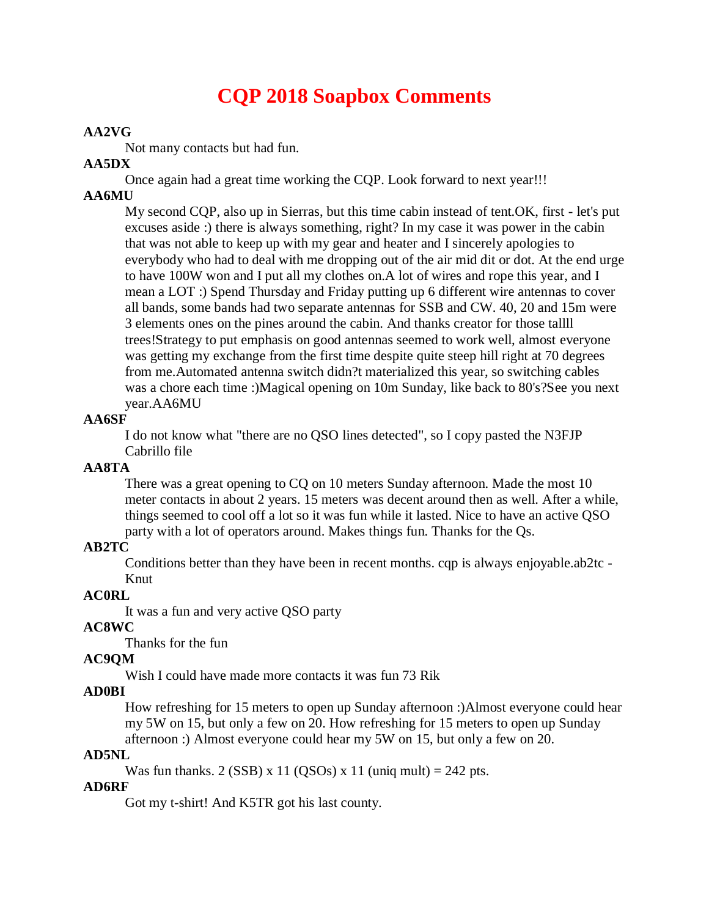# CQP 2018 Soapbox Comments

**AA2VG**

Not many contacts but had fun.

**AA5DX**

Once again had a great time working the CQP. Look forward to next year!!!

**AA6MU**

My second CQP, also up in Sierras, but this time cabin instead of tent.OK, first - let's put excuses aside :) there is always something, right? In my case it was power in the cabin that was not able to keep up with my gear and heater and I sincerely apologies to everybody who had to deal with me dropping out of the air mid dit or dot. At the end urge to have 100W won and I put all my clothes on.A lot of wires and rope this year, and I mean a LOT :) Spend Thursday and Friday putting up 6 different wire antennas to cover all bands, some bands had two separate antennas for SSB and CW. 40, 20 and 15m were 3 elements ones on the pines around the cabin. And thanks creator for those tallll trees!Strategy to put emphasis on good antennas seemed to work well, almost everyone was getting my exchange from the first time despite quite steep hill right at 70 degrees from me.Automated antenna switch didn?t materialized this year, so switching cables was a chore each time :)Magical opening on 10m Sunday, like back to 80's?See you next year.AA6MU

**AA6SF**

I do not know what "there are no QSO lines detected", so I copy pasted the N3FJP Cabrillo file

**AA8TA**

There was a great opening to CQ on 10 meters Sunday afternoon. Made the most 10 meter contacts in about 2 years. 15 meters was decent around then as well. After a while, things seemed to cool off a lot so it was fun while it lasted. Nice to have an active QSO party with a lot of operators around. Makes things fun. Thanks for the Qs.

**AB2TC**

Conditions better than they have been in recent months. cqp is always enjoyable.ab2tc - Knut

**AC0RL**

It was a fun and very active QSO party

**AC8WC**

Thanks for the fun

**AC9QM**

Wish I could have made more contacts it was fun 73 Rik

**AD0BI**

How refreshing for 15 meters to open up Sunday afternoon :)Almost everyone could hear my 5W on 15, but only a few on 20. How refreshing for 15 meters to open up Sunday afternoon :) Almost everyone could hear my 5W on 15, but only a few on 20.

**AD5NL**

Was fun thanks. 2 (SSB) x 11 (QSOs) x 11 (uniq mult) = 242 pts.

**AD6RF**

Got my t-shirt! And K5TR got his last county.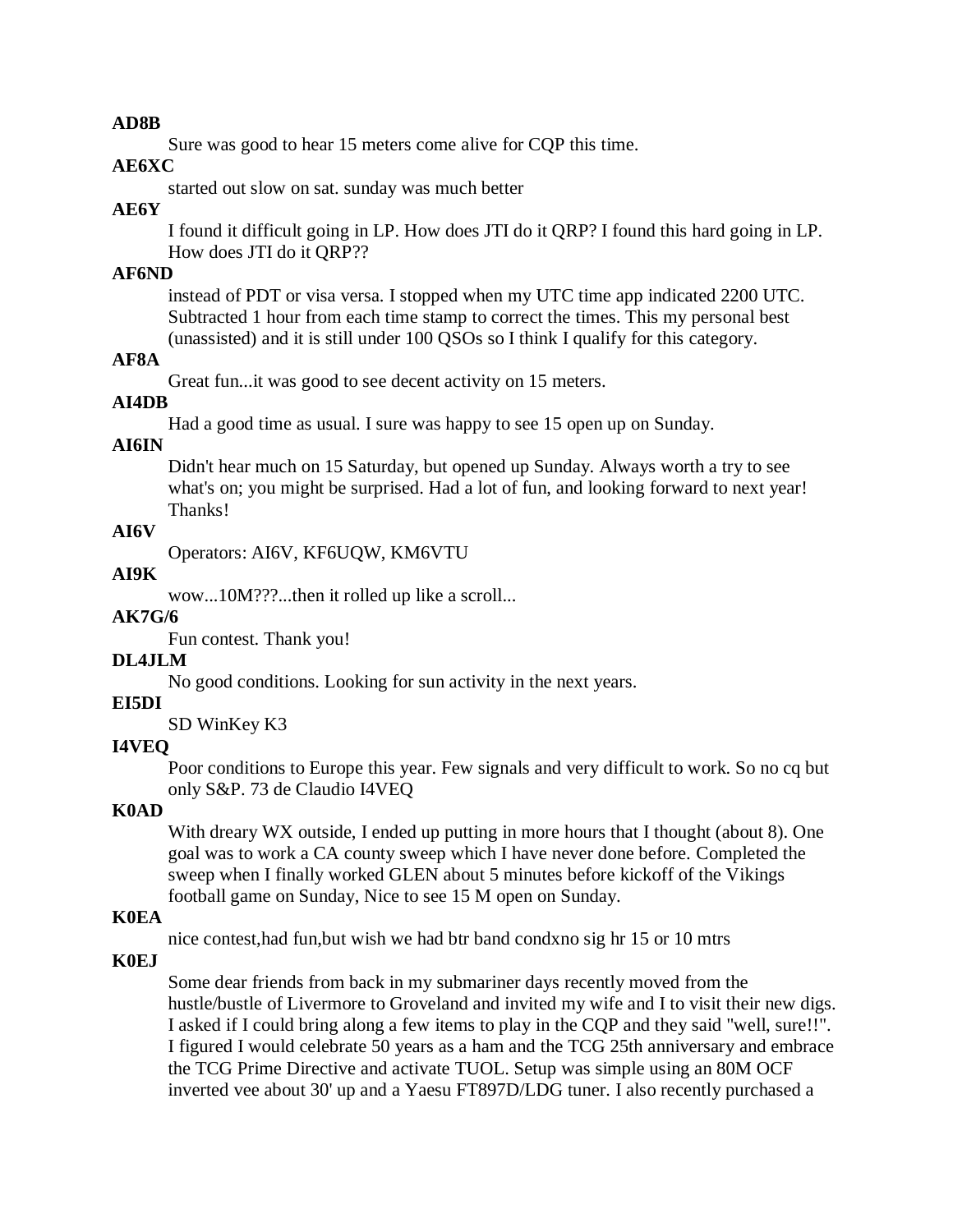**AD8B**

Sure was good to hear 15 meters come alive for CQP this time.

**AE6XC**

started out slow on sat. sunday was much better

**AE6Y**

I found it difficult going in LP. How does JTI do it QRP? I found this hard going in LP. How does JTI do it QRP??

**AF6ND**

instead of PDT or visa versa. I stopped when my UTC time app indicated 2200 UTC. Subtracted 1 hour from each time stamp to correct the times. This my personal best (unassisted) and it is still under 100 QSOs so I think I qualify for this category.

**AF8A**

Great fun...it was good to see decent activity on 15 meters.

**AI4DB**

Had a good time as usual. I sure was happy to see 15 open up on Sunday.

**AI6IN**

Didn't hear much on 15 Saturday, but opened up Sunday. Always worth a try to see what's on; you might be surprised. Had a lot of fun, and looking forward to next year! Thanks!

**AI6V**

Operators: AI6V, KF6UQW, KM6VTU

**AI9K**

wow...10M???...then it rolled up like a scroll...

**AK7G/6**

Fun contest. Thank you!

**DL4JLM**

No good conditions. Looking for sun activity in the next years.

**EI5DI**

SD WinKey K3

**I4VEQ**

Poor conditions to Europe this year. Few signals and very difficult to work. So no cq but only S&P. 73 de Claudio I4VEQ

**K0AD**

With dreary WX outside, I ended up putting in more hours that I thought (about 8). One goal was to work a CA county sweep which I have never done before. Completed the sweep when I finally worked GLEN about 5 minutes before kickoff of the Vikings football game on Sunday, Nice to see 15 M open on Sunday.

**K0EA**

nice contest,had fun,but wish we had btr band condxno sig hr 15 or 10 mtrs

**K0EJ**

Some dear friends from back in my submariner days recently moved from the hustle/bustle of Livermore to Groveland and invited my wife and I to visit their new digs. I asked if I could bring along a few items to play in the CQP and they said "well, sure!!". I figured I would celebrate 50 years as a ham and the TCG 25th anniversary and embrace the TCG Prime Directive and activate TUOL. Setup was simple using an 80M OCF inverted vee about 30' up and a Yaesu FT897D/LDG tuner. I also recently purchased a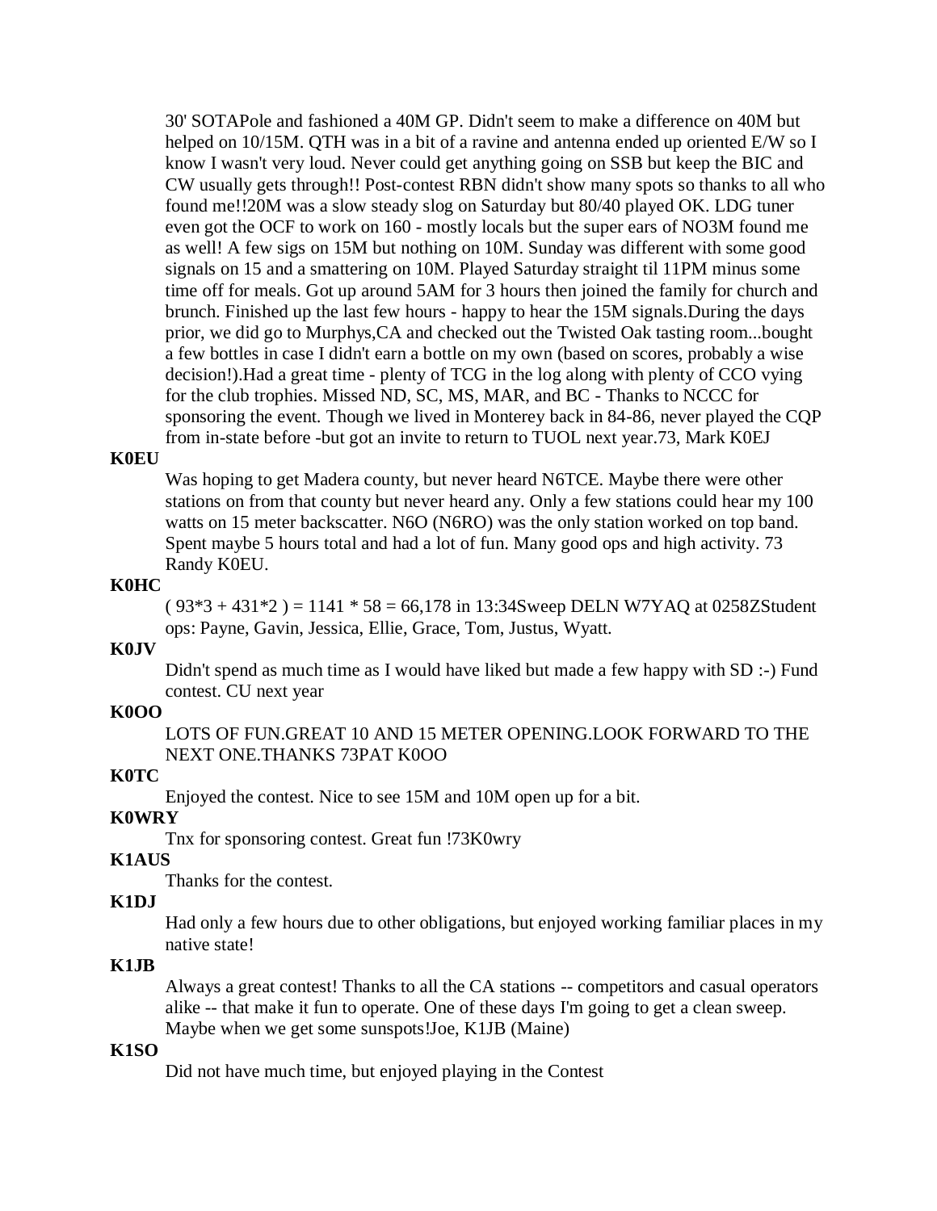30' SOTAPole and fashioned a 40M GP. Didn't seem to make a difference on 40M but helped on 10/15M. QTH was in a bit of a ravine and antenna ended up oriented E/W so I know I wasn't very loud. Never could get anything going on SSB but keep the BIC and CW usually gets through!! Post-contest RBN didn't show many spots so thanks to all who found me!!20M was a slow steady slog on Saturday but 80/40 played OK. LDG tuner even got the OCF to work on 160 - mostly locals but the super ears of NO3M found me as well! A few sigs on 15M but nothing on 10M. Sunday was different with some good signals on 15 and a smattering on 10M. Played Saturday straight til 11PM minus some time off for meals. Got up around 5AM for 3 hours then joined the family for church and brunch. Finished up the last few hours - happy to hear the 15M signals.During the days prior, we did go to Murphys,CA and checked out the Twisted Oak tasting room...bought a few bottles in case I didn't earn a bottle on my own (based on scores, probably a wise decision!).Had a great time - plenty of TCG in the log along with plenty of CCO vying for the club trophies. Missed ND, SC, MS, MAR, and BC - Thanks to NCCC for sponsoring the event. Though we lived in Monterey back in 84-86, never played the CQP from in-state before -but got an invite to return to TUOL next year.73, Mark K0EJ

**K0EU**

Was hoping to get Madera county, but never heard N6TCE. Maybe there were other stations on from that county but never heard any. Only a few stations could hear my 100 watts on 15 meter backscatter. N6O (N6RO) was the only station worked on top band. Spent maybe 5 hours total and had a lot of fun. Many good ops and high activity. 73 Randy K0EU.

**K0HC**

( 93*3 + 431*2 ) = 1141 * 58 = 66,178 in 13:34Sweep DELN W7YAQ at 0258ZStudent ops: Payne, Gavin, Jessica, Ellie, Grace, Tom, Justus, Wyatt.

**K0JV**

Didn't spend as much time as I would have liked but made a few happy with SD :-) Fund contest. CU next year

**K0OO**

LOTS OF FUN.GREAT 10 AND 15 METER OPENING.LOOK FORWARD TO THE NEXT ONE.THANKS 73PAT K0OO

**K0TC**

Enjoyed the contest. Nice to see 15M and 10M open up for a bit.

**K0WRY**

Tnx for sponsoring contest. Great fun !73K0wry

**K1AUS**

Thanks for the contest.

**K1DJ**

Had only a few hours due to other obligations, but enjoyed working familiar places in my native state!

**K1JB**

Always a great contest! Thanks to all the CA stations -- competitors and casual operators alike -- that make it fun to operate. One of these days I'm going to get a clean sweep. Maybe when we get some sunspots!Joe, K1JB (Maine)

**K1SO**

Did not have much time, but enjoyed playing in the Contest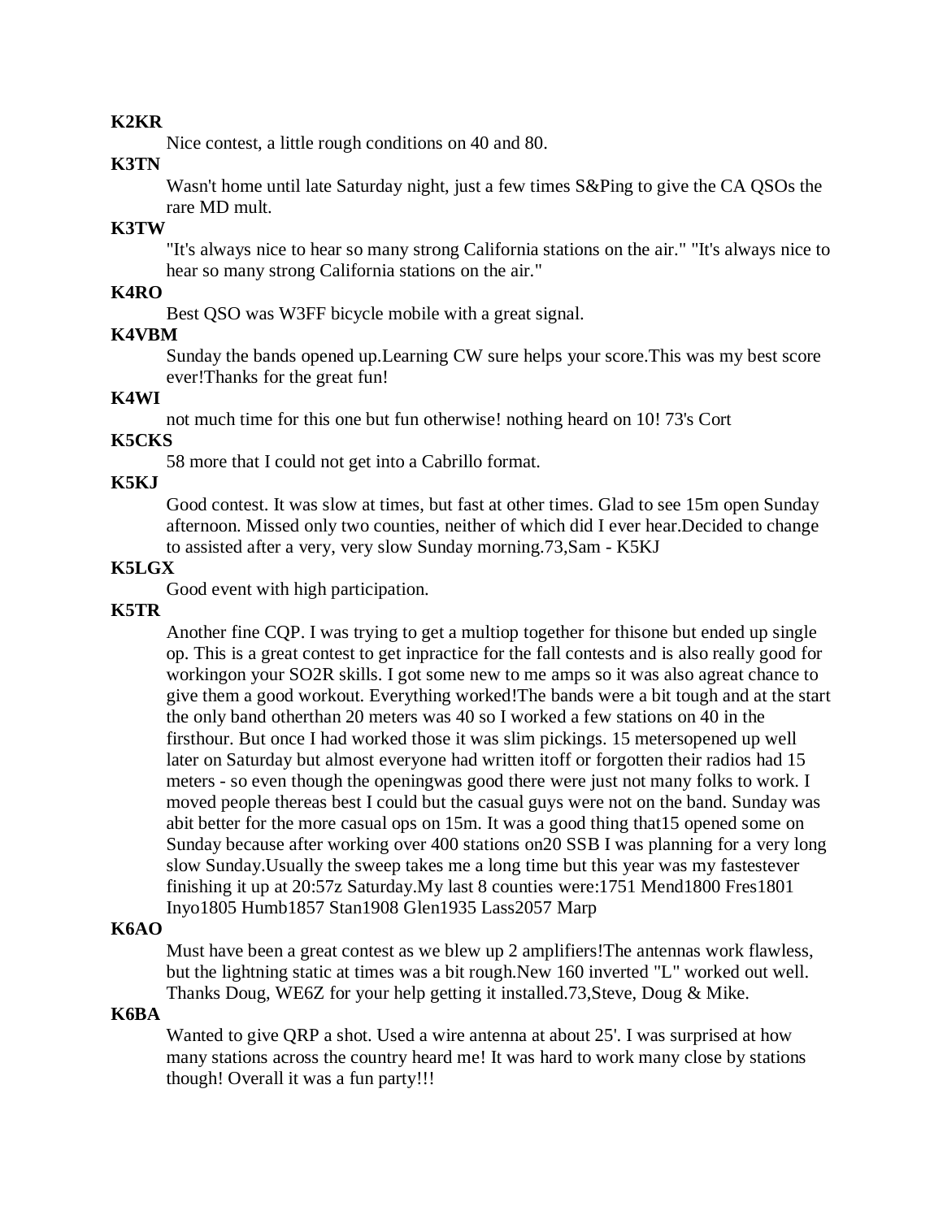**K2KR**

Nice contest, a little rough conditions on 40 and 80.

**K3TN**

Wasn't home until late Saturday night, just a few times S&Ping to give the CA QSOs the rare MD mult.

**K3TW**

"It's always nice to hear so many strong California stations on the air." "It's always nice to hear so many strong California stations on the air."

**K4RO**

Best QSO was W3FF bicycle mobile with a great signal.

**K4VBM**

Sunday the bands opened up.Learning CW sure helps your score.This was my best score ever!Thanks for the great fun!

**K4WI**

not much time for this one but fun otherwise! nothing heard on 10! 73's Cort

**K5CKS**

58 more that I could not get into a Cabrillo format.

**K5KJ**

Good contest. It was slow at times, but fast at other times. Glad to see 15m open Sunday afternoon. Missed only two counties, neither of which did I ever hear.Decided to change to assisted after a very, very slow Sunday morning.73,Sam - K5KJ

**K5LGX**

Good event with high participation.

**K5TR**

Another fine CQP. I was trying to get a multiop together for thisone but ended up single op. This is a great contest to get inpractice for the fall contests and is also really good for workingon your SO2R skills. I got some new to me amps so it was also agreat chance to give them a good workout. Everything worked!The bands were a bit tough and at the start the only band otherthan 20 meters was 40 so I worked a few stations on 40 in the firsthour. But once I had worked those it was slim pickings. 15 metersopened up well later on Saturday but almost everyone had written itoff or forgotten their radios had 15 meters - so even though the openingwas good there were just not many folks to work. I moved people thereas best I could but the casual guys were not on the band. Sunday was abit better for the more casual ops on 15m. It was a good thing that15 opened some on Sunday because after working over 400 stations on20 SSB I was planning for a very long slow Sunday.Usually the sweep takes me a long time but this year was my fastestever finishing it up at 20:57z Saturday.My last 8 counties were:1751 Mend1800 Fres1801 Inyo1805 Humb1857 Stan1908 Glen1935 Lass2057 Marp

**K6AO**

Must have been a great contest as we blew up 2 amplifiers!The antennas work flawless, but the lightning static at times was a bit rough.New 160 inverted "L" worked out well. Thanks Doug, WE6Z for your help getting it installed.73,Steve, Doug & Mike.

**K6BA**

Wanted to give QRP a shot. Used a wire antenna at about 25'. I was surprised at how many stations across the country heard me! It was hard to work many close by stations though! Overall it was a fun party!!!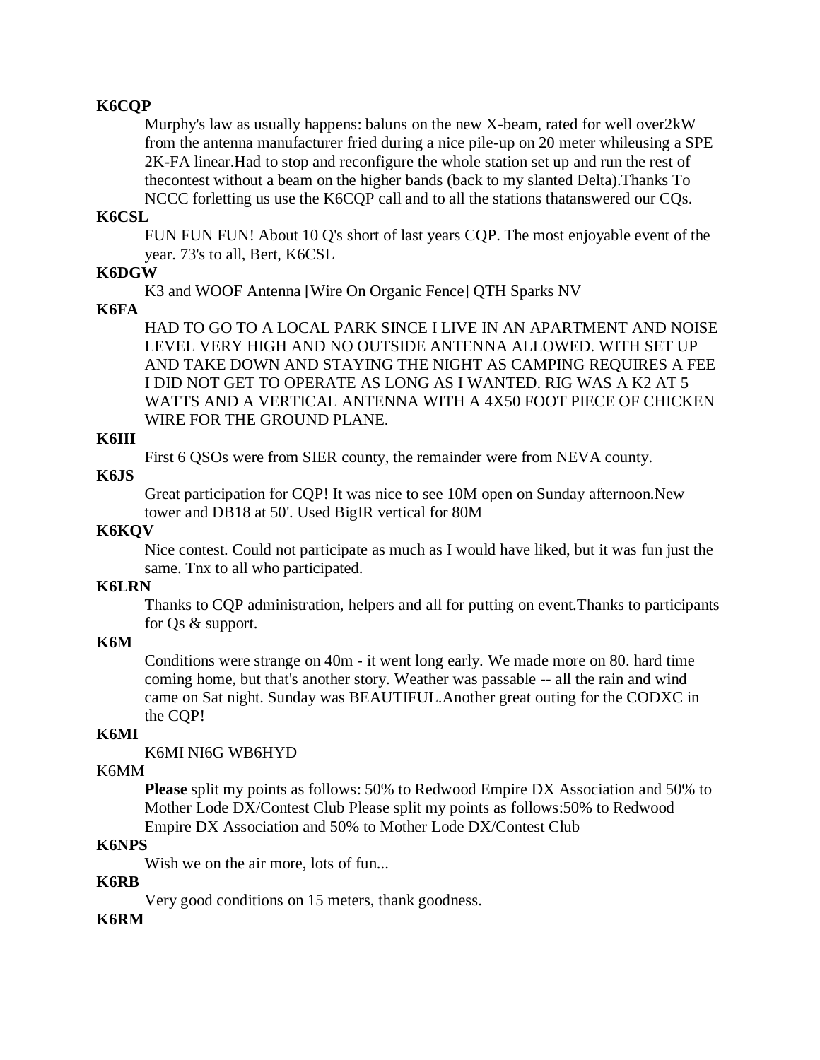**K6CQP**

Murphy's law as usually happens: baluns on the new X-beam, rated for well over2kW from the antenna manufacturer fried during a nice pile-up on 20 meter whileusing a SPE 2K-FA linear.Had to stop and reconfigure the whole station set up and run the rest of thecontest without a beam on the higher bands (back to my slanted Delta).Thanks To NCCC forletting us use the K6CQP call and to all the stations thatanswered our CQs.

**K6CSL**

FUN FUN FUN! About 10 Q's short of last years CQP. The most enjoyable event of the year. 73's to all, Bert, K6CSL

**K6DGW**

K3 and WOOF Antenna [Wire On Organic Fence] QTH Sparks NV

**K6FA**

HAD TO GO TO A LOCAL PARK SINCE I LIVE IN AN APARTMENT AND NOISE LEVEL VERY HIGH AND NO OUTSIDE ANTENNA ALLOWED. WITH SET UP AND TAKE DOWN AND STAYING THE NIGHT AS CAMPING REQUIRES A FEE I DID NOT GET TO OPERATE AS LONG AS I WANTED. RIG WAS A K2 AT 5 WATTS AND A VERTICAL ANTENNA WITH A 4X50 FOOT PIECE OF CHICKEN WIRE FOR THE GROUND PLANE.

**K6III**

First 6 QSOs were from SIER county, the remainder were from NEVA county.

**K6JS**

Great participation for CQP! It was nice to see 10M open on Sunday afternoon.New tower and DB18 at 50'. Used BigIR vertical for 80M

**K6KQV**

Nice contest. Could not participate as much as I would have liked, but it was fun just the same. Tnx to all who participated.

**K6LRN**

Thanks to CQP administration, helpers and all for putting on event.Thanks to participants for Qs & support.

**K6M**

Conditions were strange on 40m - it went long early. We made more on 80. hard time coming home, but that's another story. Weather was passable -- all the rain and wind came on Sat night. Sunday was BEAUTIFUL.Another great outing for the CODXC in the CQP!

**K6MI**

K6MI NI6G WB6HYD

K6MM

**Please** split my points as follows: 50% to Redwood Empire DX Association and 50% to Mother Lode DX/Contest Club Please split my points as follows:50% to Redwood Empire DX Association and 50% to Mother Lode DX/Contest Club

**K6NPS**

Wish we on the air more, lots of fun...

**K6RB**

Very good conditions on 15 meters, thank goodness.

**K6RM**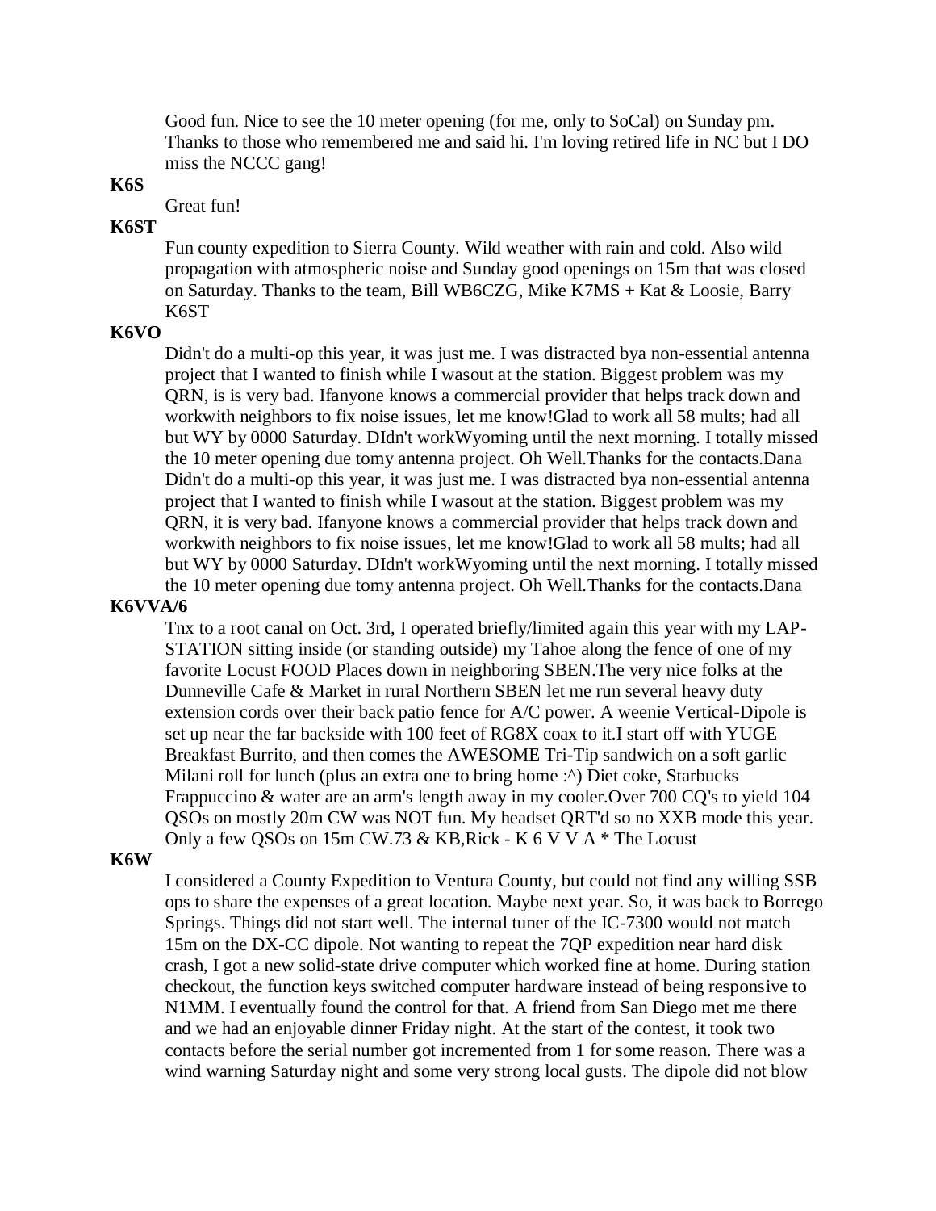Good fun. Nice to see the 10 meter opening (for me, only to SoCal) on Sunday pm. Thanks to those who remembered me and said hi. I'm loving retired life in NC but I DO miss the NCCC gang!

**K6S**

Great fun!

**K6ST**

Fun county expedition to Sierra County. Wild weather with rain and cold. Also wild propagation with atmospheric noise and Sunday good openings on 15m that was closed on Saturday. Thanks to the team, Bill WB6CZG, Mike K7MS + Kat & Loosie, Barry K6ST

**K6VO**

Didn't do a multi-op this year, it was just me. I was distracted bya non-essential antenna project that I wanted to finish while I wasout at the station. Biggest problem was my QRN, is is very bad. Ifanyone knows a commercial provider that helps track down and workwith neighbors to fix noise issues, let me know!Glad to work all 58 mults; had all but WY by 0000 Saturday. DIdn't workWyoming until the next morning. I totally missed the 10 meter opening due tomy antenna project. Oh Well.Thanks for the contacts.Dana Didn't do a multi-op this year, it was just me. I was distracted bya non-essential antenna project that I wanted to finish while I wasout at the station. Biggest problem was my QRN, it is very bad. Ifanyone knows a commercial provider that helps track down and workwith neighbors to fix noise issues, let me know!Glad to work all 58 mults; had all but WY by 0000 Saturday. DIdn't workWyoming until the next morning. I totally missed the 10 meter opening due tomy antenna project. Oh Well.Thanks for the contacts.Dana

**K6VVA/6**

Tnx to a root canal on Oct. 3rd, I operated briefly/limited again this year with my LAP-STATION sitting inside (or standing outside) my Tahoe along the fence of one of my favorite Locust FOOD Places down in neighboring SBEN.The very nice folks at the Dunneville Cafe & Market in rural Northern SBEN let me run several heavy duty extension cords over their back patio fence for A/C power. A weenie Vertical-Dipole is set up near the far backside with 100 feet of RG8X coax to it.I start off with YUGE Breakfast Burrito, and then comes the AWESOME Tri-Tip sandwich on a soft garlic Milani roll for lunch (plus an extra one to bring home :^) Diet coke, Starbucks Frappuccino & water are an arm's length away in my cooler.Over 700 CQ's to yield 104 QSOs on mostly 20m CW was NOT fun. My headset QRT'd so no XXB mode this year. Only a few QSOs on 15m CW.73 & KB,Rick - K 6 V V A * The Locust

**K6W**

I considered a County Expedition to Ventura County, but could not find any willing SSB ops to share the expenses of a great location. Maybe next year. So, it was back to Borrego Springs. Things did not start well. The internal tuner of the IC-7300 would not match 15m on the DX-CC dipole. Not wanting to repeat the 7QP expedition near hard disk crash, I got a new solid-state drive computer which worked fine at home. During station checkout, the function keys switched computer hardware instead of being responsive to N1MM. I eventually found the control for that. A friend from San Diego met me there and we had an enjoyable dinner Friday night. At the start of the contest, it took two contacts before the serial number got incremented from 1 for some reason. There was a wind warning Saturday night and some very strong local gusts. The dipole did not blow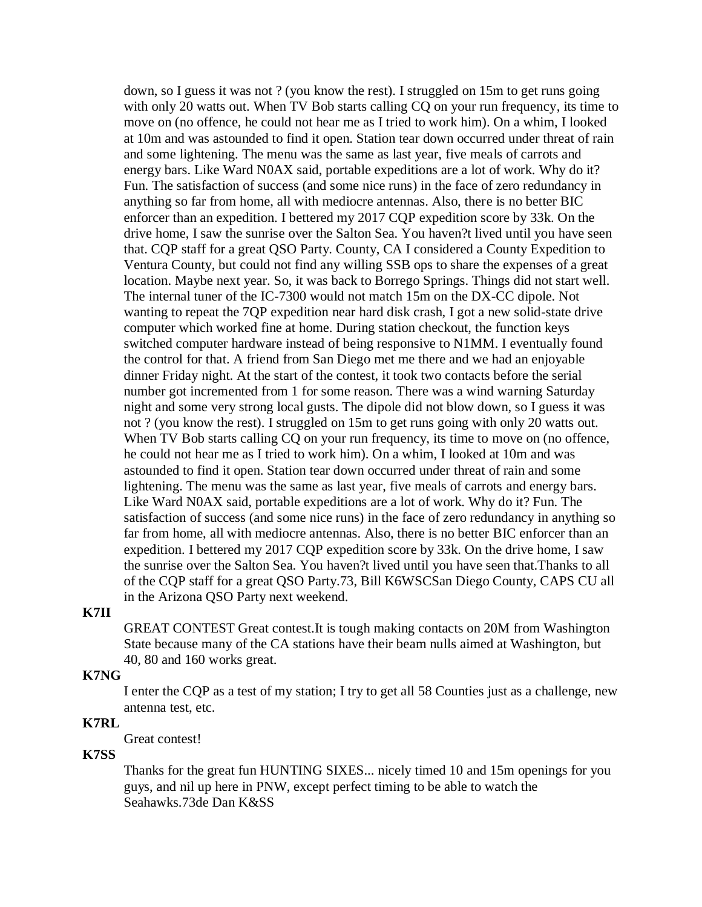down, so I guess it was not ? (you know the rest). I struggled on 15m to get runs going with only 20 watts out. When TV Bob starts calling CQ on your run frequency, its time to move on (no offence, he could not hear me as I tried to work him). On a whim, I looked at 10m and was astounded to find it open. Station tear down occurred under threat of rain and some lightening. The menu was the same as last year, five meals of carrots and energy bars. Like Ward N0AX said, portable expeditions are a lot of work. Why do it? Fun. The satisfaction of success (and some nice runs) in the face of zero redundancy in anything so far from home, all with mediocre antennas. Also, there is no better BIC enforcer than an expedition. I bettered my 2017 CQP expedition score by 33k. On the drive home, I saw the sunrise over the Salton Sea. You haven?t lived until you have seen that. CQP staff for a great QSO Party. County, CA I considered a County Expedition to Ventura County, but could not find any willing SSB ops to share the expenses of a great location. Maybe next year. So, it was back to Borrego Springs. Things did not start well. The internal tuner of the IC-7300 would not match 15m on the DX-CC dipole. Not wanting to repeat the 7QP expedition near hard disk crash, I got a new solid-state drive computer which worked fine at home. During station checkout, the function keys switched computer hardware instead of being responsive to N1MM. I eventually found the control for that. A friend from San Diego met me there and we had an enjoyable dinner Friday night. At the start of the contest, it took two contacts before the serial number got incremented from 1 for some reason. There was a wind warning Saturday night and some very strong local gusts. The dipole did not blow down, so I guess it was not ? (you know the rest). I struggled on 15m to get runs going with only 20 watts out. When TV Bob starts calling CQ on your run frequency, its time to move on (no offence, he could not hear me as I tried to work him). On a whim, I looked at 10m and was astounded to find it open. Station tear down occurred under threat of rain and some lightening. The menu was the same as last year, five meals of carrots and energy bars. Like Ward N0AX said, portable expeditions are a lot of work. Why do it? Fun. The satisfaction of success (and some nice runs) in the face of zero redundancy in anything so far from home, all with mediocre antennas. Also, there is no better BIC enforcer than an expedition. I bettered my 2017 CQP expedition score by 33k. On the drive home, I saw the sunrise over the Salton Sea. You haven?t lived until you have seen that.Thanks to all of the CQP staff for a great QSO Party.73, Bill K6WSCSan Diego County, CAPS CU all in the Arizona QSO Party next weekend.

**K7II**

GREAT CONTEST Great contest.It is tough making contacts on 20M from Washington State because many of the CA stations have their beam nulls aimed at Washington, but 40, 80 and 160 works great.

**K7NG**

I enter the CQP as a test of my station; I try to get all 58 Counties just as a challenge, new antenna test, etc.

**K7RL**

Great contest!

**K7SS**

Thanks for the great fun HUNTING SIXES... nicely timed 10 and 15m openings for you guys, and nil up here in PNW, except perfect timing to be able to watch the Seahawks.73de Dan K&SS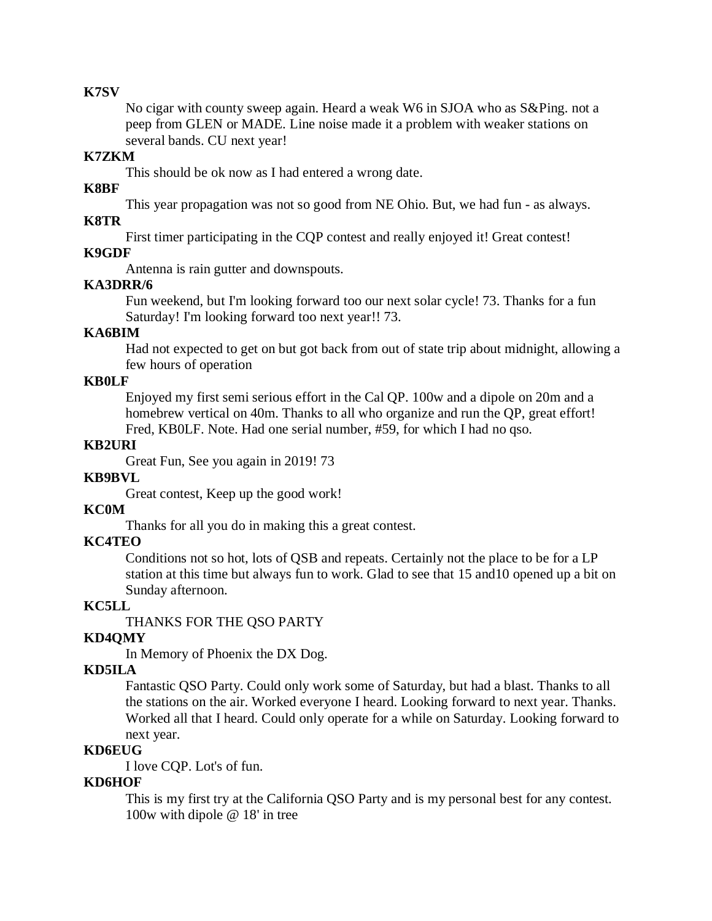**K7SV**

No cigar with county sweep again. Heard a weak W6 in SJOA who as S&Ping. not a peep from GLEN or MADE. Line noise made it a problem with weaker stations on several bands. CU next year!

**K7ZKM**

This should be ok now as I had entered a wrong date.

**K8BF**

This year propagation was not so good from NE Ohio. But, we had fun - as always.

**K8TR**

First timer participating in the CQP contest and really enjoyed it! Great contest!

**K9GDF**

Antenna is rain gutter and downspouts.

**KA3DRR/6**

Fun weekend, but I'm looking forward too our next solar cycle! 73. Thanks for a fun Saturday! I'm looking forward too next year!! 73.

**KA6BIM**

Had not expected to get on but got back from out of state trip about midnight, allowing a few hours of operation

**KB0LF**

Enjoyed my first semi serious effort in the Cal QP. 100w and a dipole on 20m and a homebrew vertical on 40m. Thanks to all who organize and run the QP, great effort! Fred, KB0LF. Note. Had one serial number, #59, for which I had no qso.

**KB2URI**

Great Fun, See you again in 2019! 73

**KB9BVL**

Great contest, Keep up the good work!

**KC0M**

Thanks for all you do in making this a great contest.

**KC4TEO**

Conditions not so hot, lots of QSB and repeats. Certainly not the place to be for a LP station at this time but always fun to work. Glad to see that 15 and10 opened up a bit on Sunday afternoon.

**KC5LL**

THANKS FOR THE QSO PARTY

**KD4QMY**

In Memory of Phoenix the DX Dog.

**KD5ILA**

Fantastic QSO Party. Could only work some of Saturday, but had a blast. Thanks to all the stations on the air. Worked everyone I heard. Looking forward to next year. Thanks. Worked all that I heard. Could only operate for a while on Saturday. Looking forward to next year.

**KD6EUG**

I love CQP. Lot's of fun.

**KD6HOF**

This is my first try at the California QSO Party and is my personal best for any contest. 100w with dipole @ 18' in tree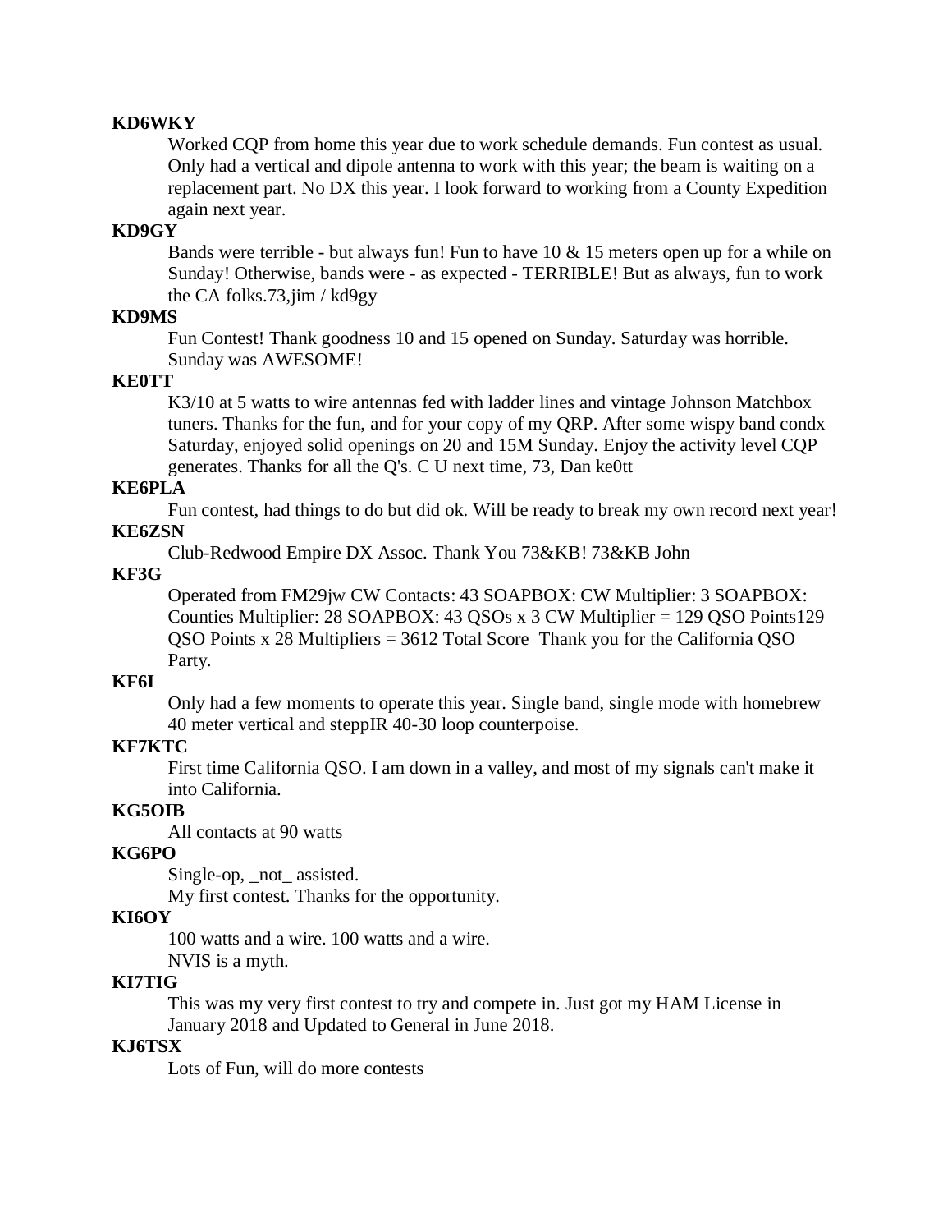**KD6WKY**

Worked CQP from home this year due to work schedule demands. Fun contest as usual. Only had a vertical and dipole antenna to work with this year; the beam is waiting on a replacement part. No DX this year. I look forward to working from a County Expedition again next year.

**KD9GY**

Bands were terrible - but always fun! Fun to have 10 & 15 meters open up for a while on Sunday! Otherwise, bands were - as expected - TERRIBLE! But as always, fun to work the CA folks.73,jim / kd9gy

**KD9MS**

Fun Contest! Thank goodness 10 and 15 opened on Sunday. Saturday was horrible. Sunday was AWESOME!

**KE0TT**

K3/10 at 5 watts to wire antennas fed with ladder lines and vintage Johnson Matchbox tuners. Thanks for the fun, and for your copy of my QRP. After some wispy band condx Saturday, enjoyed solid openings on 20 and 15M Sunday. Enjoy the activity level CQP generates. Thanks for all the Q's. C U next time, 73, Dan ke0tt

**KE6PLA**

Fun contest, had things to do but did ok. Will be ready to break my own record next year!

**KE6ZSN**

Club-Redwood Empire DX Assoc. Thank You 73&KB! 73&KB John

**KF3G**

Operated from FM29jw CW Contacts: 43 SOAPBOX: CW Multiplier: 3 SOAPBOX: Counties Multiplier: 28 SOAPBOX: 43 QSOs x 3 CW Multiplier = 129 QSO Points129 QSO Points x 28 Multipliers = 3612 Total Score  Thank you for the California QSO Party.

**KF6I**

Only had a few moments to operate this year. Single band, single mode with homebrew 40 meter vertical and steppIR 40-30 loop counterpoise.

**KF7KTC**

First time California QSO. I am down in a valley, and most of my signals can't make it into California.

**KG5OIB**

All contacts at 90 watts

**KG6PO**

Single-op, _not_ assisted.

My first contest. Thanks for the opportunity.

**KI6OY**

100 watts and a wire. 100 watts and a wire.

NVIS is a myth.

**KI7TIG**

This was my very first contest to try and compete in. Just got my HAM License in January 2018 and Updated to General in June 2018.

**KJ6TSX**

Lots of Fun, will do more contests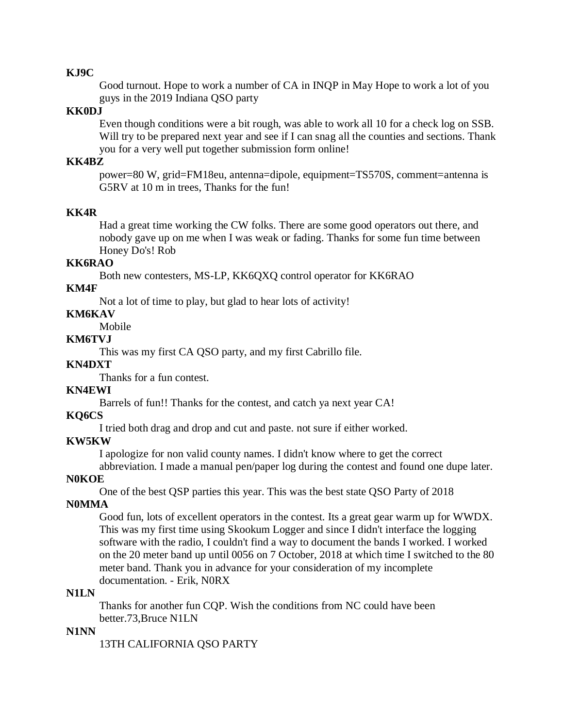**KJ9C**

Good turnout. Hope to work a number of CA in INQP in May Hope to work a lot of you guys in the 2019 Indiana QSO party

**KK0DJ**

Even though conditions were a bit rough, was able to work all 10 for a check log on SSB. Will try to be prepared next year and see if I can snag all the counties and sections. Thank you for a very well put together submission form online!

**KK4BZ**

power=80 W, grid=FM18eu, antenna=dipole, equipment=TS570S, comment=antenna is G5RV at 10 m in trees, Thanks for the fun!

**KK4R**

Had a great time working the CW folks. There are some good operators out there, and nobody gave up on me when I was weak or fading. Thanks for some fun time between Honey Do's! Rob

**KK6RAO**

Both new contesters, MS-LP, KK6QXQ control operator for KK6RAO

**KM4F**

Not a lot of time to play, but glad to hear lots of activity!

**KM6KAV**

Mobile

**KM6TVJ**

This was my first CA QSO party, and my first Cabrillo file.

**KN4DXT**

Thanks for a fun contest.

**KN4EWI**

Barrels of fun!! Thanks for the contest, and catch ya next year CA!

**KQ6CS**

I tried both drag and drop and cut and paste. not sure if either worked.

**KW5KW**

I apologize for non valid county names. I didn't know where to get the correct abbreviation. I made a manual pen/paper log during the contest and found one dupe later.

**N0KOE**

One of the best QSP parties this year. This was the best state QSO Party of 2018

**N0MMA**

Good fun, lots of excellent operators in the contest. Its a great gear warm up for WWDX. This was my first time using Skookum Logger and since I didn't interface the logging software with the radio, I couldn't find a way to document the bands I worked. I worked on the 20 meter band up until 0056 on 7 October, 2018 at which time I switched to the 80 meter band. Thank you in advance for your consideration of my incomplete documentation. - Erik, N0RX

**N1LN**

Thanks for another fun CQP. Wish the conditions from NC could have been better.73,Bruce N1LN

**N1NN**

13TH CALIFORNIA QSO PARTY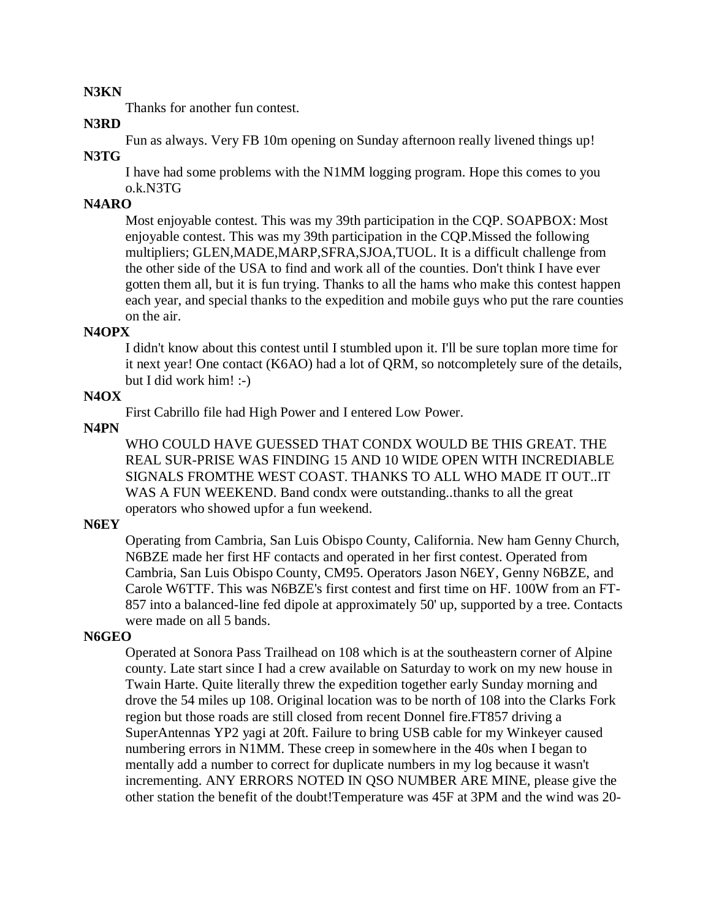**N3KN**

Thanks for another fun contest.

**N3RD**

Fun as always. Very FB 10m opening on Sunday afternoon really livened things up!

**N3TG**

I have had some problems with the N1MM logging program. Hope this comes to you o.k.N3TG

**N4ARO**

Most enjoyable contest. This was my 39th participation in the CQP. SOAPBOX: Most enjoyable contest. This was my 39th participation in the CQP.Missed the following multipliers; GLEN,MADE,MARP,SFRA,SJOA,TUOL. It is a difficult challenge from the other side of the USA to find and work all of the counties. Don't think I have ever gotten them all, but it is fun trying. Thanks to all the hams who make this contest happen each year, and special thanks to the expedition and mobile guys who put the rare counties on the air.

**N4OPX**

I didn't know about this contest until I stumbled upon it. I'll be sure toplan more time for it next year! One contact (K6AO) had a lot of QRM, so notcompletely sure of the details, but I did work him! :-)

**N4OX**

First Cabrillo file had High Power and I entered Low Power.

**N4PN**

WHO COULD HAVE GUESSED THAT CONDX WOULD BE THIS GREAT. THE REAL SUR-PRISE WAS FINDING 15 AND 10 WIDE OPEN WITH INCREDIABLE SIGNALS FROMTHE WEST COAST. THANKS TO ALL WHO MADE IT OUT..IT WAS A FUN WEEKEND. Band condx were outstanding..thanks to all the great operators who showed upfor a fun weekend.

**N6EY**

Operating from Cambria, San Luis Obispo County, California. New ham Genny Church, N6BZE made her first HF contacts and operated in her first contest. Operated from Cambria, San Luis Obispo County, CM95. Operators Jason N6EY, Genny N6BZE, and Carole W6TTF. This was N6BZE's first contest and first time on HF. 100W from an FT-857 into a balanced-line fed dipole at approximately 50' up, supported by a tree. Contacts were made on all 5 bands.

**N6GEO**

Operated at Sonora Pass Trailhead on 108 which is at the southeastern corner of Alpine county. Late start since I had a crew available on Saturday to work on my new house in Twain Harte. Quite literally threw the expedition together early Sunday morning and drove the 54 miles up 108. Original location was to be north of 108 into the Clarks Fork region but those roads are still closed from recent Donnel fire.FT857 driving a SuperAntennas YP2 yagi at 20ft. Failure to bring USB cable for my Winkeyer caused numbering errors in N1MM. These creep in somewhere in the 40s when I began to mentally add a number to correct for duplicate numbers in my log because it wasn't incrementing. ANY ERRORS NOTED IN QSO NUMBER ARE MINE, please give the other station the benefit of the doubt!Temperature was 45F at 3PM and the wind was 20-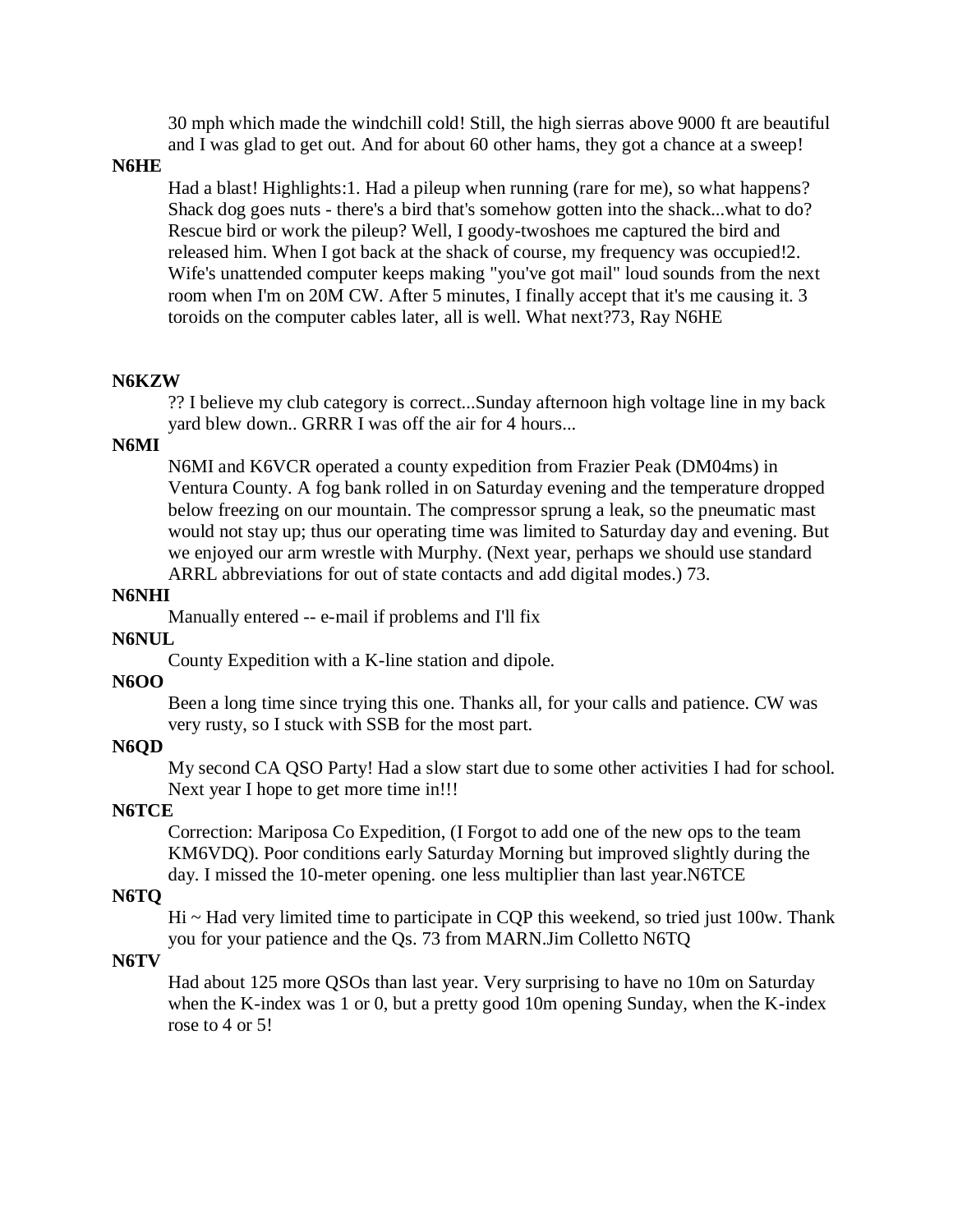30 mph which made the windchill cold! Still, the high sierras above 9000 ft are beautiful and I was glad to get out. And for about 60 other hams, they got a chance at a sweep!

**N6HE**

Had a blast! Highlights:1. Had a pileup when running (rare for me), so what happens? Shack dog goes nuts - there's a bird that's somehow gotten into the shack...what to do? Rescue bird or work the pileup? Well, I goody-twoshoes me captured the bird and released him. When I got back at the shack of course, my frequency was occupied!2. Wife's unattended computer keeps making "you've got mail" loud sounds from the next room when I'm on 20M CW. After 5 minutes, I finally accept that it's me causing it. 3 toroids on the computer cables later, all is well. What next?73, Ray N6HE

**N6KZW**

?? I believe my club category is correct...Sunday afternoon high voltage line in my back yard blew down.. GRRR I was off the air for 4 hours...

**N6MI**

N6MI and K6VCR operated a county expedition from Frazier Peak (DM04ms) in Ventura County. A fog bank rolled in on Saturday evening and the temperature dropped below freezing on our mountain. The compressor sprung a leak, so the pneumatic mast would not stay up; thus our operating time was limited to Saturday day and evening. But we enjoyed our arm wrestle with Murphy. (Next year, perhaps we should use standard ARRL abbreviations for out of state contacts and add digital modes.) 73.

**N6NHI**

Manually entered -- e-mail if problems and I'll fix

**N6NUL**

County Expedition with a K-line station and dipole.

**N6OO**

Been a long time since trying this one. Thanks all, for your calls and patience. CW was very rusty, so I stuck with SSB for the most part.

**N6QD**

My second CA QSO Party! Had a slow start due to some other activities I had for school. Next year I hope to get more time in!!!

**N6TCE**

Correction: Mariposa Co Expedition, (I Forgot to add one of the new ops to the team KM6VDQ). Poor conditions early Saturday Morning but improved slightly during the day. I missed the 10-meter opening. one less multiplier than last year.N6TCE

**N6TQ**

Hi ~ Had very limited time to participate in CQP this weekend, so tried just 100w. Thank you for your patience and the Qs. 73 from MARN.Jim Colletto N6TQ

**N6TV**

Had about 125 more QSOs than last year. Very surprising to have no 10m on Saturday when the K-index was 1 or 0, but a pretty good 10m opening Sunday, when the K-index rose to 4 or 5!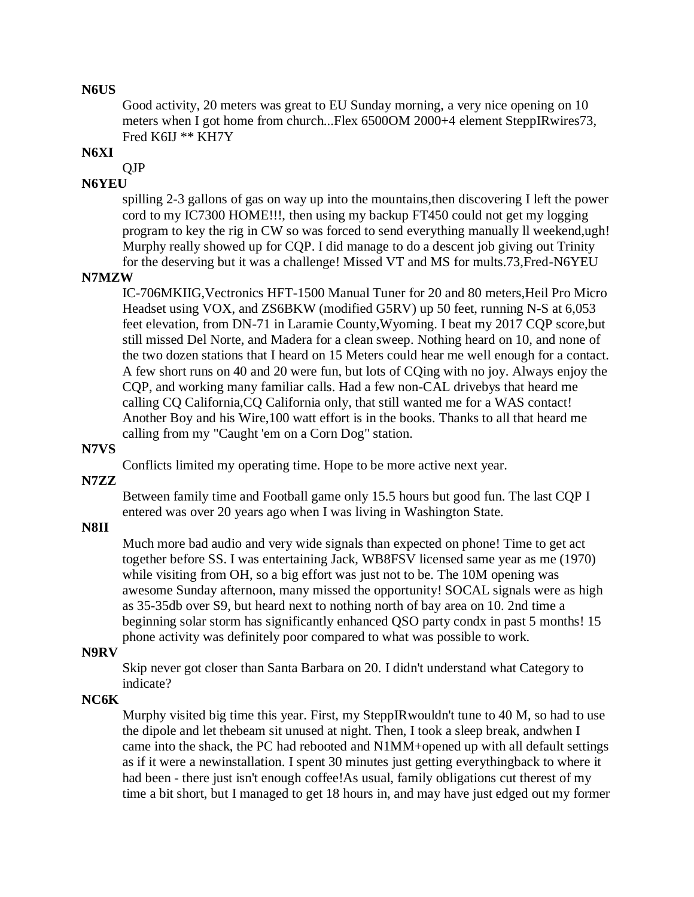**N6US**

Good activity, 20 meters was great to EU Sunday morning, a very nice opening on 10 meters when I got home from church...Flex 6500OM 2000+4 element SteppIRwires73, Fred K6IJ ** KH7Y

**N6XI**

QJP

**N6YEU**

spilling 2-3 gallons of gas on way up into the mountains,then discovering I left the power cord to my IC7300 HOME!!!, then using my backup FT450 could not get my logging program to key the rig in CW so was forced to send everything manually ll weekend,ugh! Murphy really showed up for CQP. I did manage to do a descent job giving out Trinity for the deserving but it was a challenge! Missed VT and MS for mults.73,Fred-N6YEU

**N7MZW**

IC-706MKIIG,Vectronics HFT-1500 Manual Tuner for 20 and 80 meters,Heil Pro Micro Headset using VOX, and ZS6BKW (modified G5RV) up 50 feet, running N-S at 6,053 feet elevation, from DN-71 in Laramie County,Wyoming. I beat my 2017 CQP score,but still missed Del Norte, and Madera for a clean sweep. Nothing heard on 10, and none of the two dozen stations that I heard on 15 Meters could hear me well enough for a contact. A few short runs on 40 and 20 were fun, but lots of CQing with no joy. Always enjoy the CQP, and working many familiar calls. Had a few non-CAL drivebys that heard me calling CQ California,CQ California only, that still wanted me for a WAS contact! Another Boy and his Wire,100 watt effort is in the books. Thanks to all that heard me calling from my "Caught 'em on a Corn Dog" station.

**N7VS**

Conflicts limited my operating time. Hope to be more active next year.

**N7ZZ**

Between family time and Football game only 15.5 hours but good fun. The last CQP I entered was over 20 years ago when I was living in Washington State.

**N8II**

Much more bad audio and very wide signals than expected on phone! Time to get act together before SS. I was entertaining Jack, WB8FSV licensed same year as me (1970) while visiting from OH, so a big effort was just not to be. The 10M opening was awesome Sunday afternoon, many missed the opportunity! SOCAL signals were as high as 35-35db over S9, but heard next to nothing north of bay area on 10. 2nd time a beginning solar storm has significantly enhanced QSO party condx in past 5 months! 15 phone activity was definitely poor compared to what was possible to work.

**N9RV**

Skip never got closer than Santa Barbara on 20. I didn't understand what Category to indicate?

**NC6K**

Murphy visited big time this year. First, my SteppIRwouldn't tune to 40 M, so had to use the dipole and let thebeam sit unused at night. Then, I took a sleep break, andwhen I came into the shack, the PC had rebooted and N1MM+opened up with all default settings as if it were a newinstallation. I spent 30 minutes just getting everythingback to where it had been - there just isn't enough coffee!As usual, family obligations cut therest of my time a bit short, but I managed to get 18 hours in, and may have just edged out my former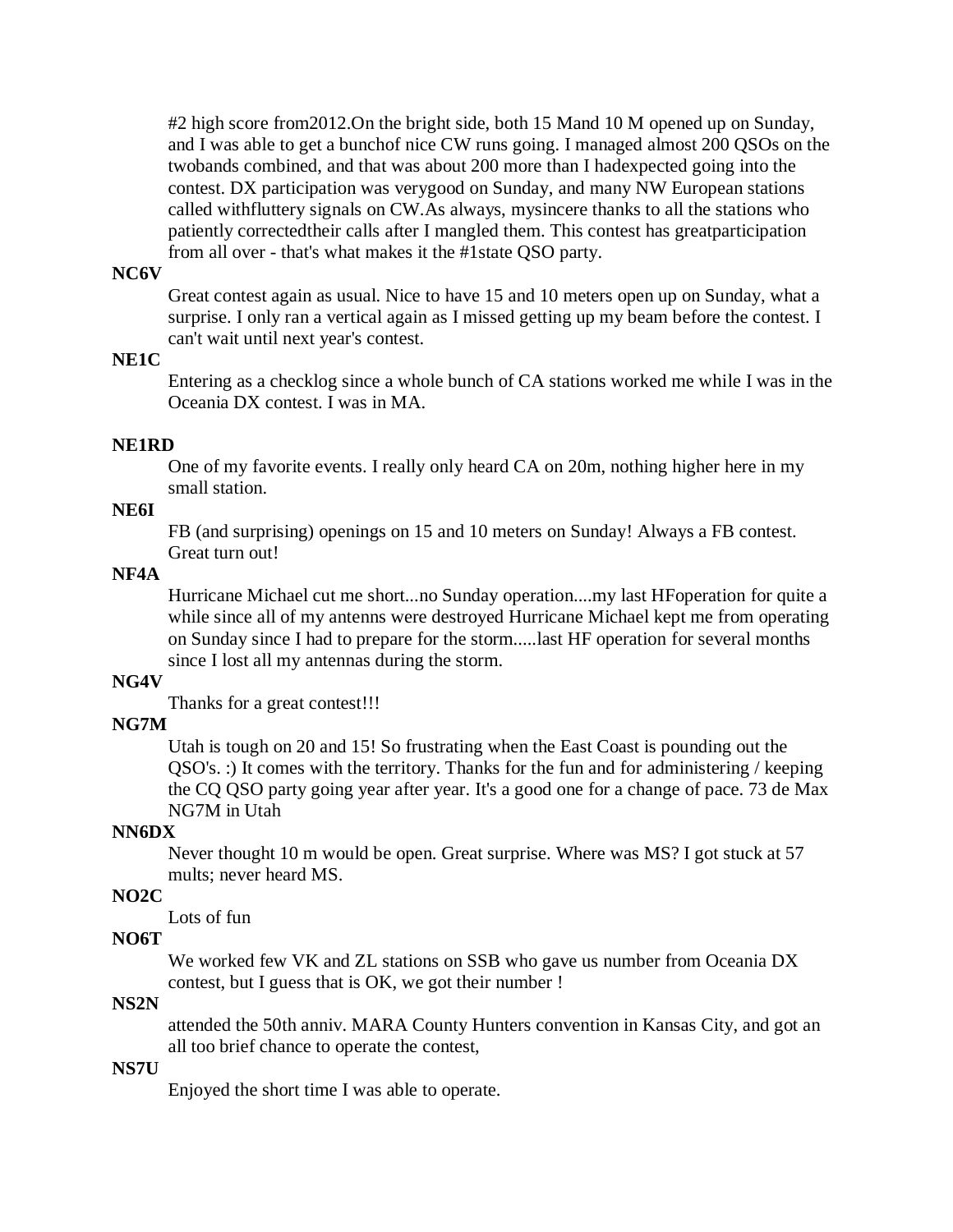#2 high score from2012.On the bright side, both 15 Mand 10 M opened up on Sunday, and I was able to get a bunchof nice CW runs going. I managed almost 200 QSOs on the twobands combined, and that was about 200 more than I hadexpected going into the contest. DX participation was verygood on Sunday, and many NW European stations called withfluttery signals on CW.As always, mysincere thanks to all the stations who patiently correctedtheir calls after I mangled them. This contest has greatparticipation from all over - that's what makes it the #1state QSO party.

**NC6V**

Great contest again as usual. Nice to have 15 and 10 meters open up on Sunday, what a surprise. I only ran a vertical again as I missed getting up my beam before the contest. I can't wait until next year's contest.

**NE1C**

Entering as a checklog since a whole bunch of CA stations worked me while I was in the Oceania DX contest. I was in MA.

**NE1RD**

One of my favorite events. I really only heard CA on 20m, nothing higher here in my small station.

**NE6I**

FB (and surprising) openings on 15 and 10 meters on Sunday! Always a FB contest. Great turn out!

**NF4A**

Hurricane Michael cut me short...no Sunday operation....my last HFoperation for quite a while since all of my antenns were destroyed Hurricane Michael kept me from operating on Sunday since I had to prepare for the storm.....last HF operation for several months since I lost all my antennas during the storm.

**NG4V**

Thanks for a great contest!!!

**NG7M**

Utah is tough on 20 and 15! So frustrating when the East Coast is pounding out the QSO's. :) It comes with the territory. Thanks for the fun and for administering / keeping the CQ QSO party going year after year. It's a good one for a change of pace. 73 de Max NG7M in Utah

**NN6DX**

Never thought 10 m would be open. Great surprise. Where was MS? I got stuck at 57 mults; never heard MS.

**NO2C**

Lots of fun

**NO6T**

We worked few VK and ZL stations on SSB who gave us number from Oceania DX contest, but I guess that is OK, we got their number !

**NS2N**

attended the 50th anniv. MARA County Hunters convention in Kansas City, and got an all too brief chance to operate the contest,

**NS7U**

Enjoyed the short time I was able to operate.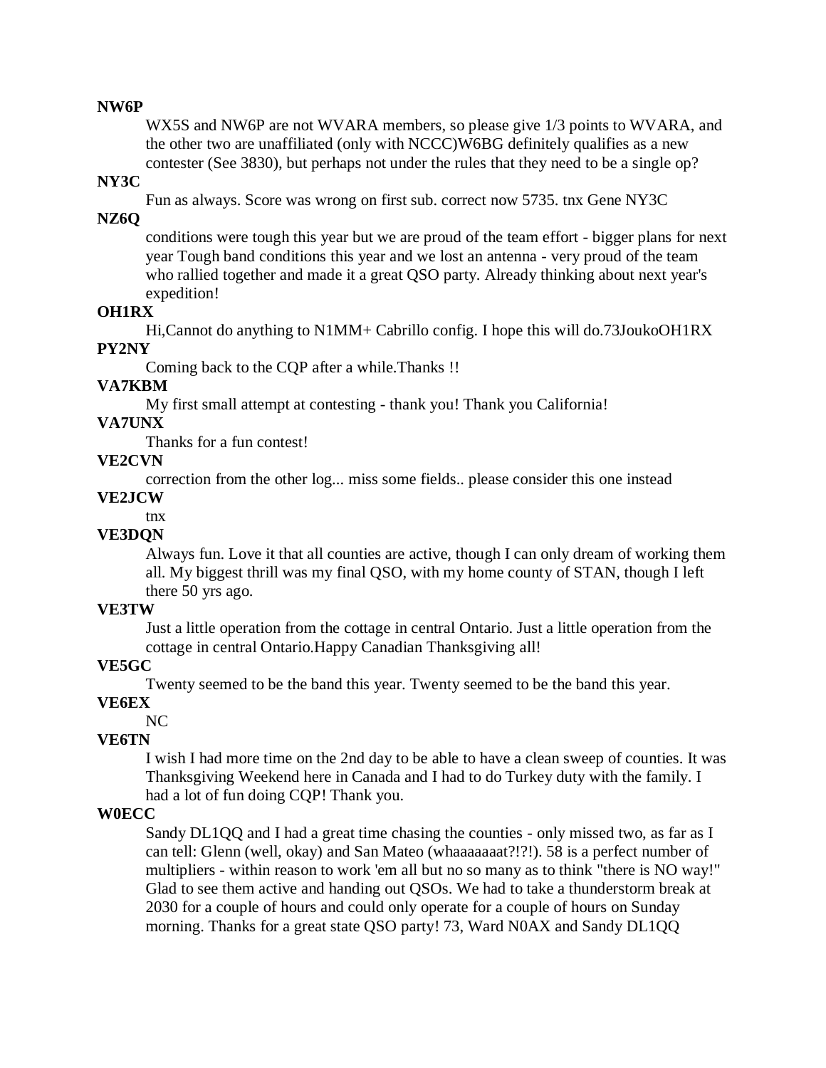**NW6P**

WX5S and NW6P are not WVARA members, so please give 1/3 points to WVARA, and the other two are unaffiliated (only with NCCC)W6BG definitely qualifies as a new contester (See 3830), but perhaps not under the rules that they need to be a single op?

**NY3C**

Fun as always. Score was wrong on first sub. correct now 5735. tnx Gene NY3C

**NZ6Q**

conditions were tough this year but we are proud of the team effort - bigger plans for next year Tough band conditions this year and we lost an antenna - very proud of the team who rallied together and made it a great QSO party. Already thinking about next year's expedition!

**OH1RX**

Hi,Cannot do anything to N1MM+ Cabrillo config. I hope this will do.73JoukoOH1RX

**PY2NY**

Coming back to the CQP after a while.Thanks !!

**VA7KBM**

My first small attempt at contesting - thank you! Thank you California!

**VA7UNX**

Thanks for a fun contest!

**VE2CVN**

correction from the other log... miss some fields.. please consider this one instead

**VE2JCW**

tnx

**VE3DQN**

Always fun. Love it that all counties are active, though I can only dream of working them all. My biggest thrill was my final QSO, with my home county of STAN, though I left there 50 yrs ago.

**VE3TW**

Just a little operation from the cottage in central Ontario. Just a little operation from the cottage in central Ontario.Happy Canadian Thanksgiving all!

**VE5GC**

Twenty seemed to be the band this year. Twenty seemed to be the band this year.

**VE6EX**

NC

**VE6TN**

I wish I had more time on the 2nd day to be able to have a clean sweep of counties. It was Thanksgiving Weekend here in Canada and I had to do Turkey duty with the family. I had a lot of fun doing CQP! Thank you.

**W0ECC**

Sandy DL1QQ and I had a great time chasing the counties - only missed two, as far as I can tell: Glenn (well, okay) and San Mateo (whaaaaaaat?!?!). 58 is a perfect number of multipliers - within reason to work 'em all but no so many as to think "there is NO way!" Glad to see them active and handing out QSOs. We had to take a thunderstorm break at 2030 for a couple of hours and could only operate for a couple of hours on Sunday morning. Thanks for a great state QSO party! 73, Ward N0AX and Sandy DL1QQ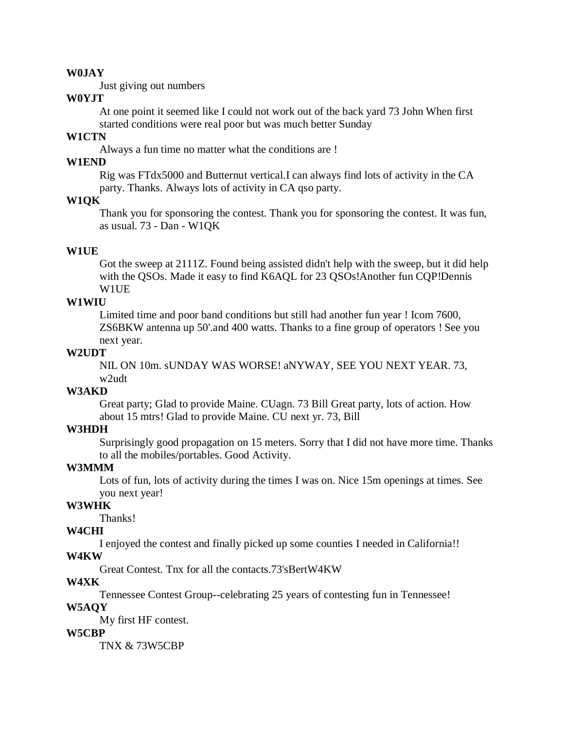**W0JAY**

Just giving out numbers

**W0YJT**

At one point it seemed like I could not work out of the back yard 73 John When first started conditions were real poor but was much better Sunday

**W1CTN**

Always a fun time no matter what the conditions are !

**W1END**

Rig was FTdx5000 and Butternut vertical.I can always find lots of activity in the CA party. Thanks. Always lots of activity in CA qso party.

**W1QK**

Thank you for sponsoring the contest. Thank you for sponsoring the contest. It was fun, as usual. 73 - Dan - W1QK

**W1UE**

Got the sweep at 2111Z. Found being assisted didn't help with the sweep, but it did help with the QSOs. Made it easy to find K6AQL for 23 QSOs!Another fun CQP!Dennis W1UE

**W1WIU**

Limited time and poor band conditions but still had another fun year ! Icom 7600, ZS6BKW antenna up 50'.and 400 watts. Thanks to a fine group of operators ! See you next year.

**W2UDT**

NIL ON 10m. sUNDAY WAS WORSE! aNYWAY, SEE YOU NEXT YEAR. 73, w2udt

**W3AKD**

Great party; Glad to provide Maine. CUagn. 73 Bill Great party, lots of action. How about 15 mtrs! Glad to provide Maine. CU next yr. 73, Bill

**W3HDH**

Surprisingly good propagation on 15 meters. Sorry that I did not have more time. Thanks to all the mobiles/portables. Good Activity.

**W3MMM**

Lots of fun, lots of activity during the times I was on. Nice 15m openings at times. See you next year!

**W3WHK**

Thanks!

**W4CHI**

I enjoyed the contest and finally picked up some counties I needed in California!!

**W4KW**

Great Contest. Tnx for all the contacts.73'sBertW4KW

**W4XK**

Tennessee Contest Group--celebrating 25 years of contesting fun in Tennessee!

**W5AQY**

My first HF contest.

**W5CBP**

TNX & 73W5CBP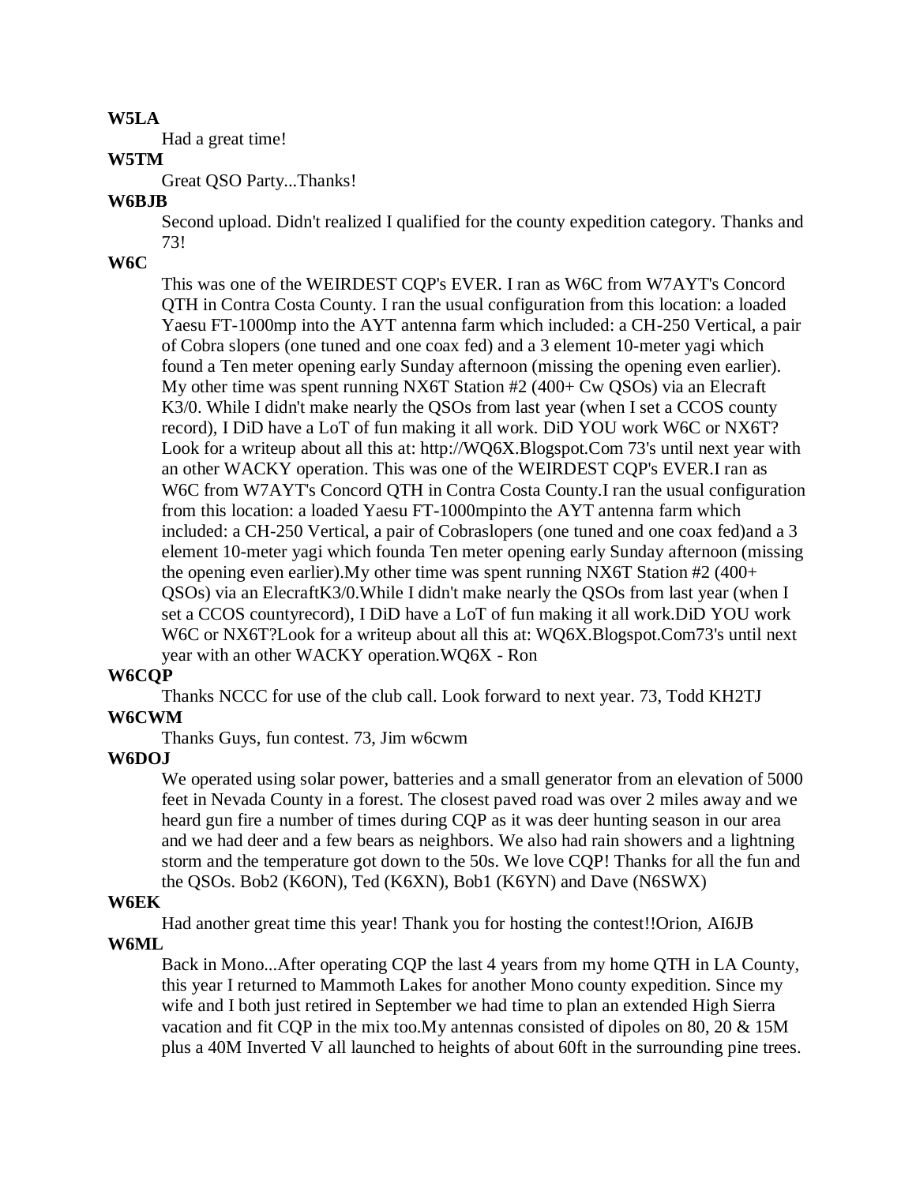**W5LA**

Had a great time!

**W5TM**

Great QSO Party...Thanks!

**W6BJB**

Second upload. Didn't realized I qualified for the county expedition category. Thanks and 73!

**W6C**

This was one of the WEIRDEST CQP's EVER. I ran as W6C from W7AYT's Concord QTH in Contra Costa County. I ran the usual configuration from this location: a loaded Yaesu FT-1000mp into the AYT antenna farm which included: a CH-250 Vertical, a pair of Cobra slopers (one tuned and one coax fed) and a 3 element 10-meter yagi which found a Ten meter opening early Sunday afternoon (missing the opening even earlier). My other time was spent running NX6T Station #2 (400+ Cw QSOs) via an Elecraft K3/0. While I didn't make nearly the QSOs from last year (when I set a CCOS county record), I DiD have a LoT of fun making it all work. DiD YOU work W6C or NX6T? Look for a writeup about all this at: http://WQ6X.Blogspot.Com 73's until next year with an other WACKY operation. This was one of the WEIRDEST CQP's EVER.I ran as W6C from W7AYT's Concord QTH in Contra Costa County.I ran the usual configuration from this location: a loaded Yaesu FT-1000mpinto the AYT antenna farm which included: a CH-250 Vertical, a pair of Cobraslopers (one tuned and one coax fed)and a 3 element 10-meter yagi which founda Ten meter opening early Sunday afternoon (missing the opening even earlier).My other time was spent running NX6T Station #2 (400+ QSOs) via an ElecraftK3/0.While I didn't make nearly the QSOs from last year (when I set a CCOS countyrecord), I DiD have a LoT of fun making it all work.DiD YOU work W6C or NX6T?Look for a writeup about all this at: WQ6X.Blogspot.Com73's until next year with an other WACKY operation.WQ6X - Ron

**W6CQP**

Thanks NCCC for use of the club call. Look forward to next year. 73, Todd KH2TJ

**W6CWM**

Thanks Guys, fun contest. 73, Jim w6cwm

**W6DOJ**

We operated using solar power, batteries and a small generator from an elevation of 5000 feet in Nevada County in a forest. The closest paved road was over 2 miles away and we heard gun fire a number of times during CQP as it was deer hunting season in our area and we had deer and a few bears as neighbors. We also had rain showers and a lightning storm and the temperature got down to the 50s. We love CQP! Thanks for all the fun and the QSOs. Bob2 (K6ON), Ted (K6XN), Bob1 (K6YN) and Dave (N6SWX)

**W6EK**

Had another great time this year! Thank you for hosting the contest!!Orion, AI6JB

**W6ML**

Back in Mono...After operating CQP the last 4 years from my home QTH in LA County, this year I returned to Mammoth Lakes for another Mono county expedition. Since my wife and I both just retired in September we had time to plan an extended High Sierra vacation and fit CQP in the mix too.My antennas consisted of dipoles on 80, 20 & 15M plus a 40M Inverted V all launched to heights of about 60ft in the surrounding pine trees.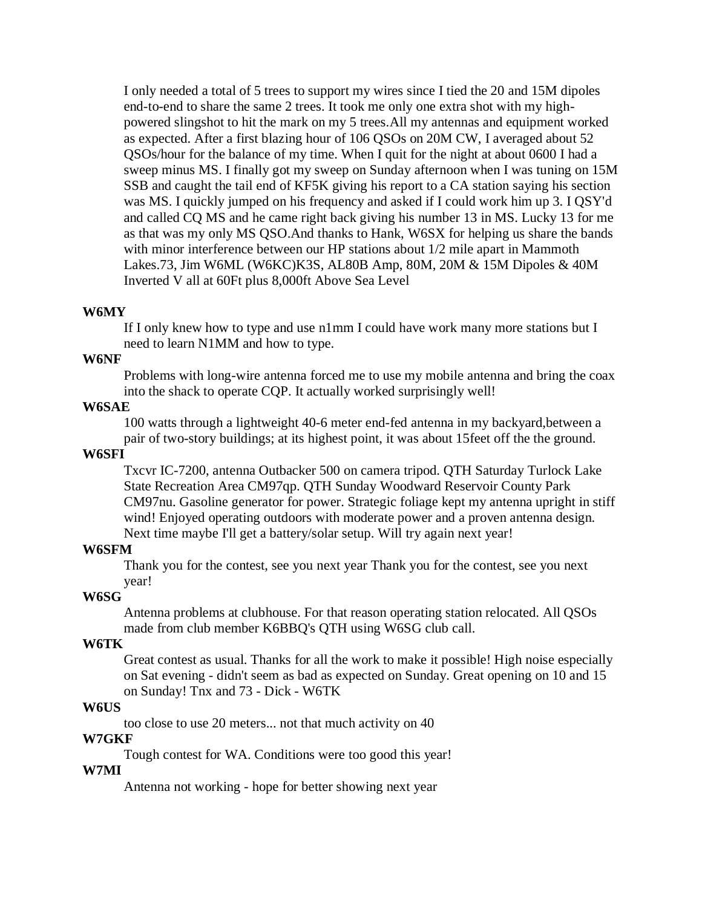I only needed a total of 5 trees to support my wires since I tied the 20 and 15M dipoles end-to-end to share the same 2 trees. It took me only one extra shot with my high-powered slingshot to hit the mark on my 5 trees.All my antennas and equipment worked as expected. After a first blazing hour of 106 QSOs on 20M CW, I averaged about 52 QSOs/hour for the balance of my time. When I quit for the night at about 0600 I had a sweep minus MS. I finally got my sweep on Sunday afternoon when I was tuning on 15M SSB and caught the tail end of KF5K giving his report to a CA station saying his section was MS. I quickly jumped on his frequency and asked if I could work him up 3. I QSY'd and called CQ MS and he came right back giving his number 13 in MS. Lucky 13 for me as that was my only MS QSO.And thanks to Hank, W6SX for helping us share the bands with minor interference between our HP stations about 1/2 mile apart in Mammoth Lakes.73, Jim W6ML (W6KC)K3S, AL80B Amp, 80M, 20M & 15M Dipoles & 40M Inverted V all at 60Ft plus 8,000ft Above Sea Level

**W6MY**

If I only knew how to type and use n1mm I could have work many more stations but I need to learn N1MM and how to type.

**W6NF**

Problems with long-wire antenna forced me to use my mobile antenna and bring the coax into the shack to operate CQP. It actually worked surprisingly well!

**W6SAE**

100 watts through a lightweight 40-6 meter end-fed antenna in my backyard,between a pair of two-story buildings; at its highest point, it was about 15feet off the the ground.

**W6SFI**

Txcvr IC-7200, antenna Outbacker 500 on camera tripod. QTH Saturday Turlock Lake State Recreation Area CM97qp. QTH Sunday Woodward Reservoir County Park CM97nu. Gasoline generator for power. Strategic foliage kept my antenna upright in stiff wind! Enjoyed operating outdoors with moderate power and a proven antenna design. Next time maybe I'll get a battery/solar setup. Will try again next year!

**W6SFM**

Thank you for the contest, see you next year Thank you for the contest, see you next year!

**W6SG**

Antenna problems at clubhouse. For that reason operating station relocated. All QSOs made from club member K6BBQ's QTH using W6SG club call.

**W6TK**

Great contest as usual. Thanks for all the work to make it possible! High noise especially on Sat evening - didn't seem as bad as expected on Sunday. Great opening on 10 and 15 on Sunday! Tnx and 73 - Dick - W6TK

**W6US**

too close to use 20 meters... not that much activity on 40

**W7GKF**

Tough contest for WA. Conditions were too good this year!

**W7MI**

Antenna not working - hope for better showing next year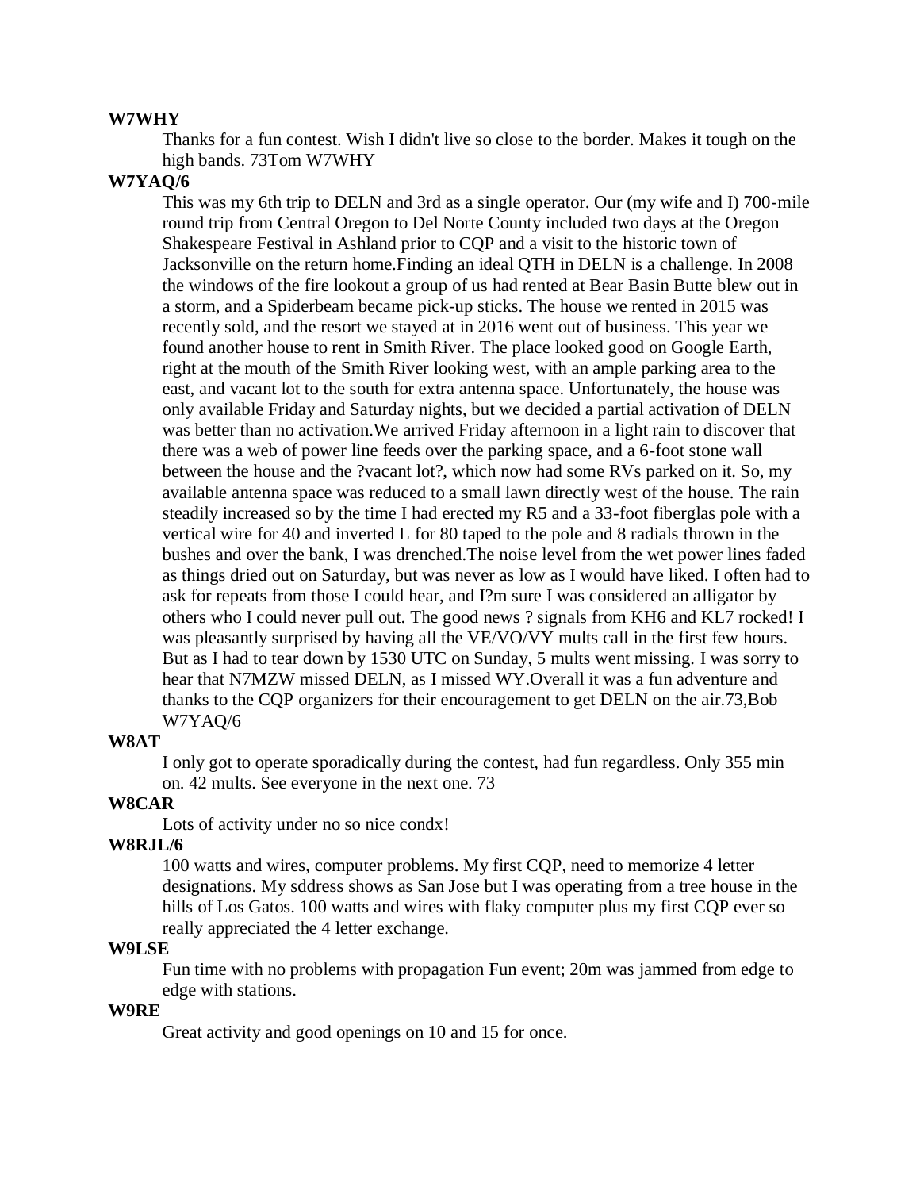**W7WHY**

Thanks for a fun contest. Wish I didn't live so close to the border. Makes it tough on the high bands. 73Tom W7WHY

**W7YAQ/6**

This was my 6th trip to DELN and 3rd as a single operator. Our (my wife and I) 700-mile round trip from Central Oregon to Del Norte County included two days at the Oregon Shakespeare Festival in Ashland prior to CQP and a visit to the historic town of Jacksonville on the return home.Finding an ideal QTH in DELN is a challenge. In 2008 the windows of the fire lookout a group of us had rented at Bear Basin Butte blew out in a storm, and a Spiderbeam became pick-up sticks. The house we rented in 2015 was recently sold, and the resort we stayed at in 2016 went out of business. This year we found another house to rent in Smith River. The place looked good on Google Earth, right at the mouth of the Smith River looking west, with an ample parking area to the east, and vacant lot to the south for extra antenna space. Unfortunately, the house was only available Friday and Saturday nights, but we decided a partial activation of DELN was better than no activation.We arrived Friday afternoon in a light rain to discover that there was a web of power line feeds over the parking space, and a 6-foot stone wall between the house and the ?vacant lot?, which now had some RVs parked on it. So, my available antenna space was reduced to a small lawn directly west of the house. The rain steadily increased so by the time I had erected my R5 and a 33-foot fiberglas pole with a vertical wire for 40 and inverted L for 80 taped to the pole and 8 radials thrown in the bushes and over the bank, I was drenched.The noise level from the wet power lines faded as things dried out on Saturday, but was never as low as I would have liked. I often had to ask for repeats from those I could hear, and I?m sure I was considered an alligator by others who I could never pull out. The good news ? signals from KH6 and KL7 rocked! I was pleasantly surprised by having all the VE/VO/VY mults call in the first few hours. But as I had to tear down by 1530 UTC on Sunday, 5 mults went missing. I was sorry to hear that N7MZW missed DELN, as I missed WY.Overall it was a fun adventure and thanks to the CQP organizers for their encouragement to get DELN on the air.73,Bob W7YAQ/6

**W8AT**

I only got to operate sporadically during the contest, had fun regardless. Only 355 min on. 42 mults. See everyone in the next one. 73

**W8CAR**

Lots of activity under no so nice condx!

**W8RJL/6**

100 watts and wires, computer problems. My first CQP, need to memorize 4 letter designations. My sddress shows as San Jose but I was operating from a tree house in the hills of Los Gatos. 100 watts and wires with flaky computer plus my first CQP ever so really appreciated the 4 letter exchange.

**W9LSE**

Fun time with no problems with propagation Fun event; 20m was jammed from edge to edge with stations.

**W9RE**

Great activity and good openings on 10 and 15 for once.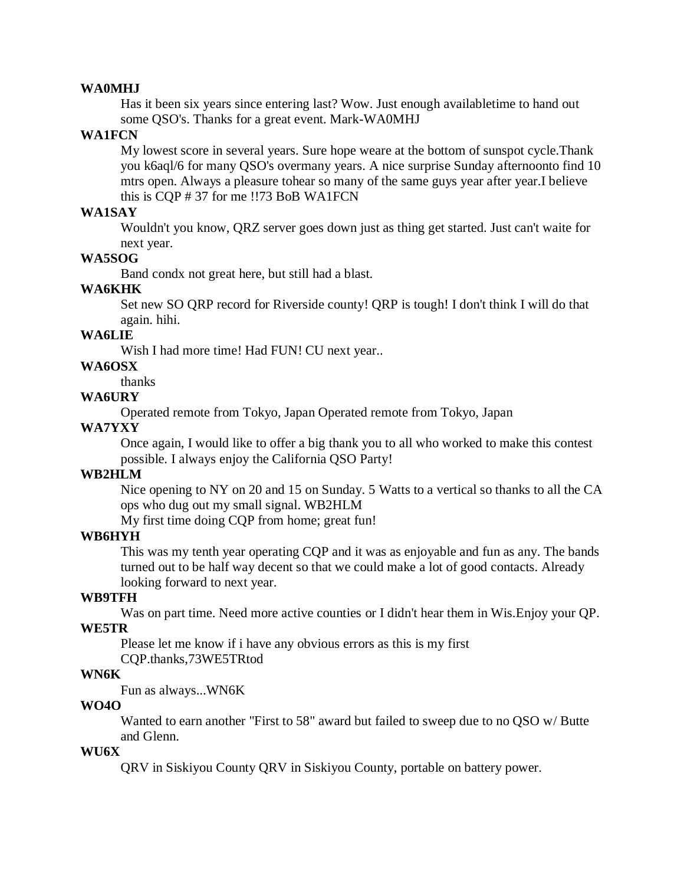**WA0MHJ**

Has it been six years since entering last? Wow. Just enough availabletime to hand out some QSO's. Thanks for a great event. Mark-WA0MHJ

**WA1FCN**

My lowest score in several years. Sure hope weare at the bottom of sunspot cycle.Thank you k6aql/6 for many QSO's overmany years. A nice surprise Sunday afternoonto find 10 mtrs open. Always a pleasure tohear so many of the same guys year after year.I believe this is CQP # 37 for me !!73 BoB WA1FCN

**WA1SAY**

Wouldn't you know, QRZ server goes down just as thing get started. Just can't waite for next year.

**WA5SOG**

Band condx not great here, but still had a blast.

**WA6KHK**

Set new SO QRP record for Riverside county! QRP is tough! I don't think I will do that again. hihi.

**WA6LIE**

Wish I had more time! Had FUN! CU next year..

**WA6OSX**

thanks

**WA6URY**

Operated remote from Tokyo, Japan Operated remote from Tokyo, Japan

**WA7YXY**

Once again, I would like to offer a big thank you to all who worked to make this contest possible. I always enjoy the California QSO Party!

**WB2HLM**

Nice opening to NY on 20 and 15 on Sunday. 5 Watts to a vertical so thanks to all the CA ops who dug out my small signal. WB2HLM

My first time doing CQP from home; great fun!

**WB6HYH**

This was my tenth year operating CQP and it was as enjoyable and fun as any. The bands turned out to be half way decent so that we could make a lot of good contacts. Already looking forward to next year.

**WB9TFH**

Was on part time. Need more active counties or I didn't hear them in Wis.Enjoy your QP.

**WE5TR**

Please let me know if i have any obvious errors as this is my first CQP.thanks,73WE5TRtod

**WN6K**

Fun as always...WN6K

**WO4O**

Wanted to earn another "First to 58" award but failed to sweep due to no QSO w/ Butte and Glenn.

**WU6X**

QRV in Siskiyou County QRV in Siskiyou County, portable on battery power.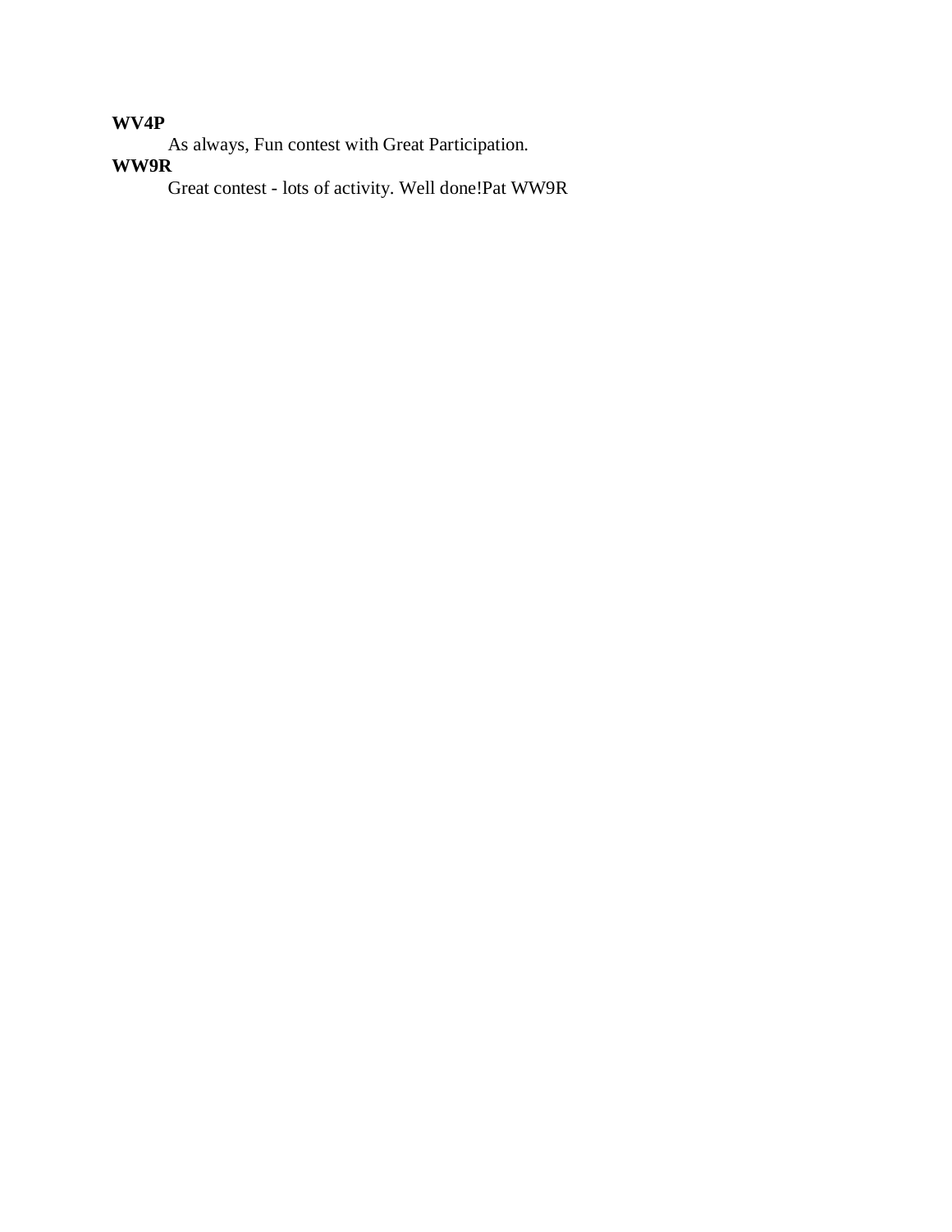**WV4P**

As always, Fun contest with Great Participation.

**WW9R**

Great contest - lots of activity. Well done!Pat WW9R